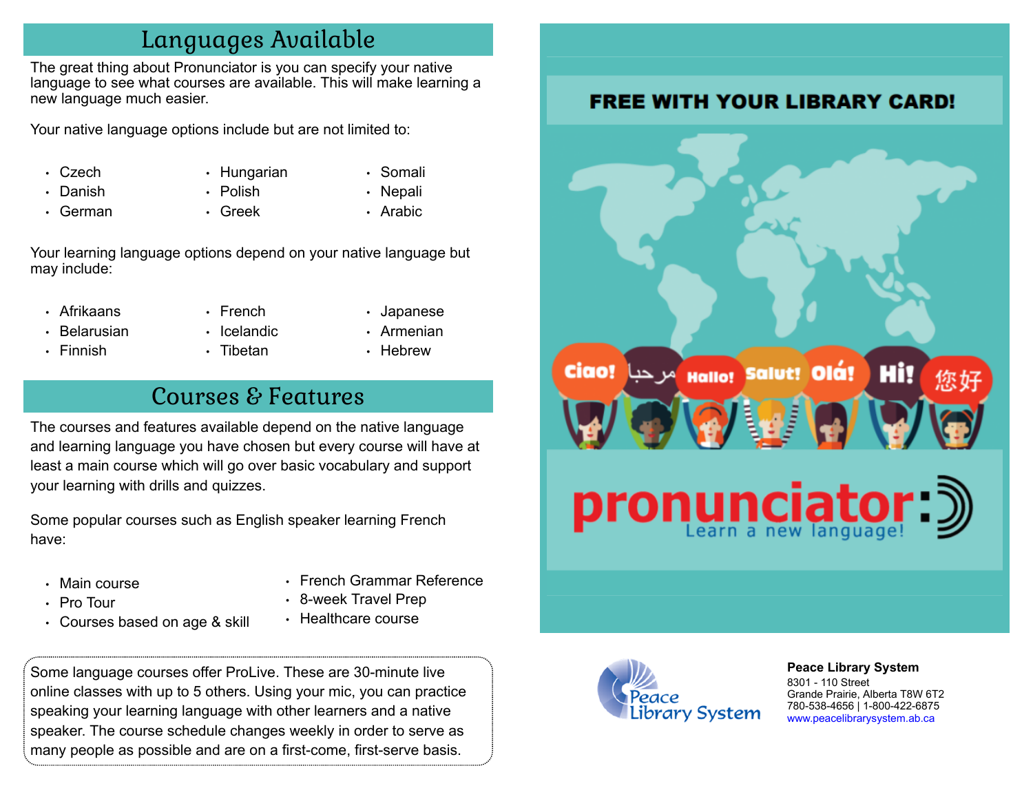## Languages Available

The great thing about Pronunciator is you can specify your native language to see what courses are available. This will make learning a new language much easier.

Your native language options include but are not limited to:

- Czech
- Danish
- German
- Hungarian
- Polish
- Greek
- Somali
- Nepali
- Arabic

Your learning language options depend on your native language but may include:

- Afrikaans
- Belarusian
- Finnish
- French
- Icelandic
- Tibetan
- Japanese
- Armenian
- Hebrew

## Courses & Features

The courses and features available depend on the native language and learning language you have chosen but every course will have at least a main course which will go over basic vocabulary and support your learning with drills and quizzes.

Some popular courses such as English speaker learning French have:

- Main course
- Pro Tour
- Courses based on age & skill
- French Grammar Reference
- 8-week Travel Prep
- Healthcare course

Some language courses offer ProLive. These are 30-minute live online classes with up to 5 others. Using your mic, you can practice speaking your learning language with other learners and a native speaker. The course schedule changes weekly in order to serve as many people as possible and are on a first-come, first-serve basis.

**FREE WITH YOUR LIBRARY CARD!**

Ciao! مرحبا Hallo! Salut! Olá! Hi! 您好

# pronunciator

Learn a new language!

Peace Library System

**Peace Library System**
8301 - 110 Street
Grande Prairie, Alberta T8W 6T2
780-538-4656 | 1-800-422-6875
www.peacelibrarysystem.ab.ca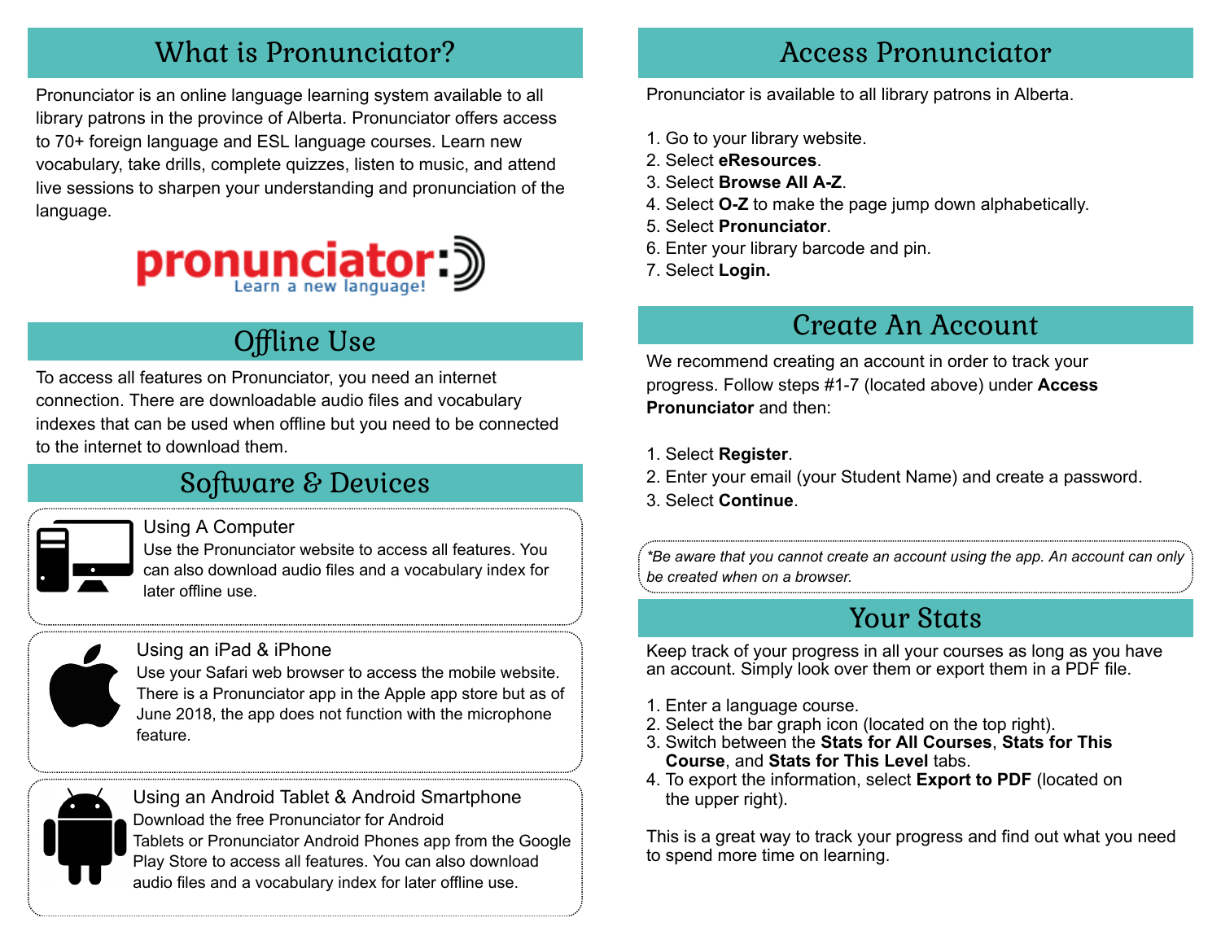## What is Pronunciator?

Pronunciator is an online language learning system available to all library patrons in the province of Alberta. Pronunciator offers access to 70+ foreign language and ESL language courses. Learn new vocabulary, take drills, complete quizzes, listen to music, and attend live sessions to sharpen your understanding and pronunciation of the language.

pronunciator:
Learn a new language!

## Offline Use

To access all features on Pronunciator, you need an internet connection. There are downloadable audio files and vocabulary indexes that can be used when offline but you need to be connected to the internet to download them.

## Software & Devices

### Using A Computer

Use the Pronunciator website to access all features. You can also download audio files and a vocabulary index for later offline use.

### Using an iPad & iPhone

Use your Safari web browser to access the mobile website. There is a Pronunciator app in the Apple app store but as of June 2018, the app does not function with the microphone feature.

### Using an Android Tablet & Android Smartphone

Download the free Pronunciator for Android Tablets or Pronunciator Android Phones app from the Google Play Store to access all features. You can also download audio files and a vocabulary index for later offline use.

## Access Pronunciator

Pronunciator is available to all library patrons in Alberta.

1. Go to your library website.
2. Select **eResources**.
3. Select **Browse All A-Z**.
4. Select **O-Z** to make the page jump down alphabetically.
5. Select **Pronunciator**.
6. Enter your library barcode and pin.
7. Select **Login.**

## Create An Account

We recommend creating an account in order to track your progress. Follow steps #1-7 (located above) under **Access Pronunciator** and then:

1. Select **Register**.
2. Enter your email (your Student Name) and create a password.
3. Select **Continue**.

*\*Be aware that you cannot create an account using the app. An account can only be created when on a browser.*

## Your Stats

Keep track of your progress in all your courses as long as you have an account. Simply look over them or export them in a PDF file.

1. Enter a language course.
2. Select the bar graph icon (located on the top right).
3. Switch between the **Stats for All Courses**, **Stats for This Course**, and **Stats for This Level** tabs.
4. To export the information, select **Export to PDF** (located on the upper right).

This is a great way to track your progress and find out what you need to spend more time on learning.